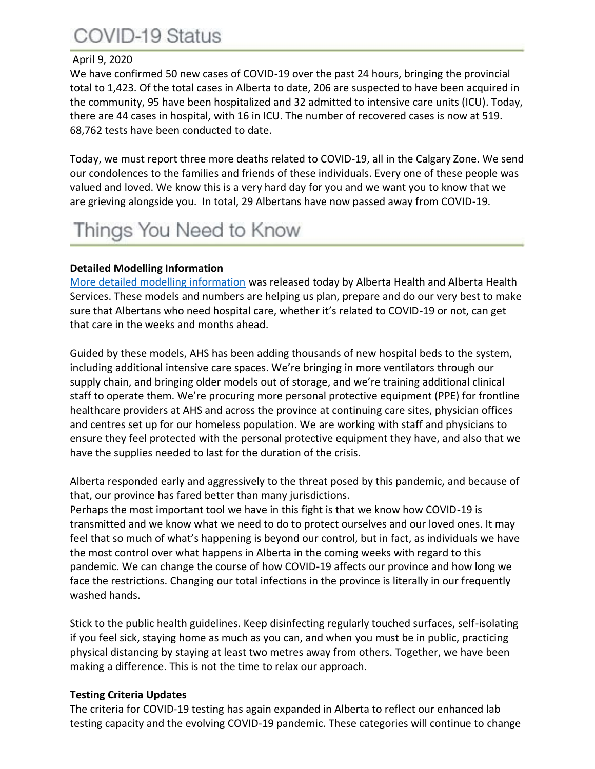# COVID-19 Status

April 9, 2020

We have confirmed 50 new cases of COVID-19 over the past 24 hours, bringing the provincial total to 1,423. Of the total cases in Alberta to date, 206 are suspected to have been acquired in the community, 95 have been hospitalized and 32 admitted to intensive care units (ICU). Today, there are 44 cases in hospital, with 16 in ICU. The number of recovered cases is now at 519. 68,762 tests have been conducted to date.

Today, we must report three more deaths related to COVID-19, all in the Calgary Zone. We send our condolences to the families and friends of these individuals. Every one of these people was valued and loved. We know this is a very hard day for you and we want you to know that we are grieving alongside you. In total, 29 Albertans have now passed away from COVID-19.

# Things You Need to Know

**Detailed Modelling Information**

More detailed modelling information was released today by Alberta Health and Alberta Health Services. These models and numbers are helping us plan, prepare and do our very best to make sure that Albertans who need hospital care, whether it's related to COVID-19 or not, can get that care in the weeks and months ahead.

Guided by these models, AHS has been adding thousands of new hospital beds to the system, including additional intensive care spaces. We're bringing in more ventilators through our supply chain, and bringing older models out of storage, and we're training additional clinical staff to operate them. We're procuring more personal protective equipment (PPE) for frontline healthcare providers at AHS and across the province at continuing care sites, physician offices and centres set up for our homeless population. We are working with staff and physicians to ensure they feel protected with the personal protective equipment they have, and also that we have the supplies needed to last for the duration of the crisis.

Alberta responded early and aggressively to the threat posed by this pandemic, and because of that, our province has fared better than many jurisdictions.

Perhaps the most important tool we have in this fight is that we know how COVID-19 is transmitted and we know what we need to do to protect ourselves and our loved ones. It may feel that so much of what's happening is beyond our control, but in fact, as individuals we have the most control over what happens in Alberta in the coming weeks with regard to this pandemic. We can change the course of how COVID-19 affects our province and how long we face the restrictions. Changing our total infections in the province is literally in our frequently washed hands.

Stick to the public health guidelines. Keep disinfecting regularly touched surfaces, self-isolating if you feel sick, staying home as much as you can, and when you must be in public, practicing physical distancing by staying at least two metres away from others. Together, we have been making a difference. This is not the time to relax our approach.

**Testing Criteria Updates**

The criteria for COVID-19 testing has again expanded in Alberta to reflect our enhanced lab testing capacity and the evolving COVID-19 pandemic. These categories will continue to change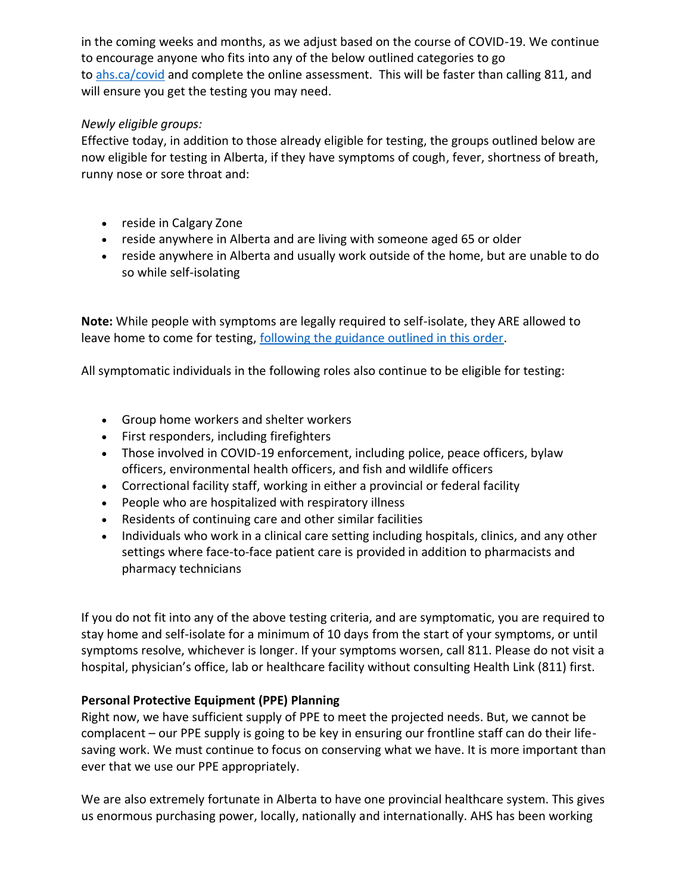in the coming weeks and months, as we adjust based on the course of COVID-19. We continue to encourage anyone who fits into any of the below outlined categories to go to [ahs.ca/covid](ahs.ca/covid) and complete the online assessment. This will be faster than calling 811, and will ensure you get the testing you may need.

*Newly eligible groups:*

Effective today, in addition to those already eligible for testing, the groups outlined below are now eligible for testing in Alberta, if they have symptoms of cough, fever, shortness of breath, runny nose or sore throat and:

- reside in Calgary Zone
- reside anywhere in Alberta and are living with someone aged 65 or older
- reside anywhere in Alberta and usually work outside of the home, but are unable to do so while self-isolating

**Note:** While people with symptoms are legally required to self-isolate, they ARE allowed to leave home to come for testing, following the guidance outlined in this order.

All symptomatic individuals in the following roles also continue to be eligible for testing:

- Group home workers and shelter workers
- First responders, including firefighters
- Those involved in COVID-19 enforcement, including police, peace officers, bylaw officers, environmental health officers, and fish and wildlife officers
- Correctional facility staff, working in either a provincial or federal facility
- People who are hospitalized with respiratory illness
- Residents of continuing care and other similar facilities
- Individuals who work in a clinical care setting including hospitals, clinics, and any other settings where face-to-face patient care is provided in addition to pharmacists and pharmacy technicians

If you do not fit into any of the above testing criteria, and are symptomatic, you are required to stay home and self-isolate for a minimum of 10 days from the start of your symptoms, or until symptoms resolve, whichever is longer. If your symptoms worsen, call 811. Please do not visit a hospital, physician's office, lab or healthcare facility without consulting Health Link (811) first.

**Personal Protective Equipment (PPE) Planning**

Right now, we have sufficient supply of PPE to meet the projected needs. But, we cannot be complacent – our PPE supply is going to be key in ensuring our frontline staff can do their life-saving work. We must continue to focus on conserving what we have. It is more important than ever that we use our PPE appropriately.

We are also extremely fortunate in Alberta to have one provincial healthcare system. This gives us enormous purchasing power, locally, nationally and internationally. AHS has been working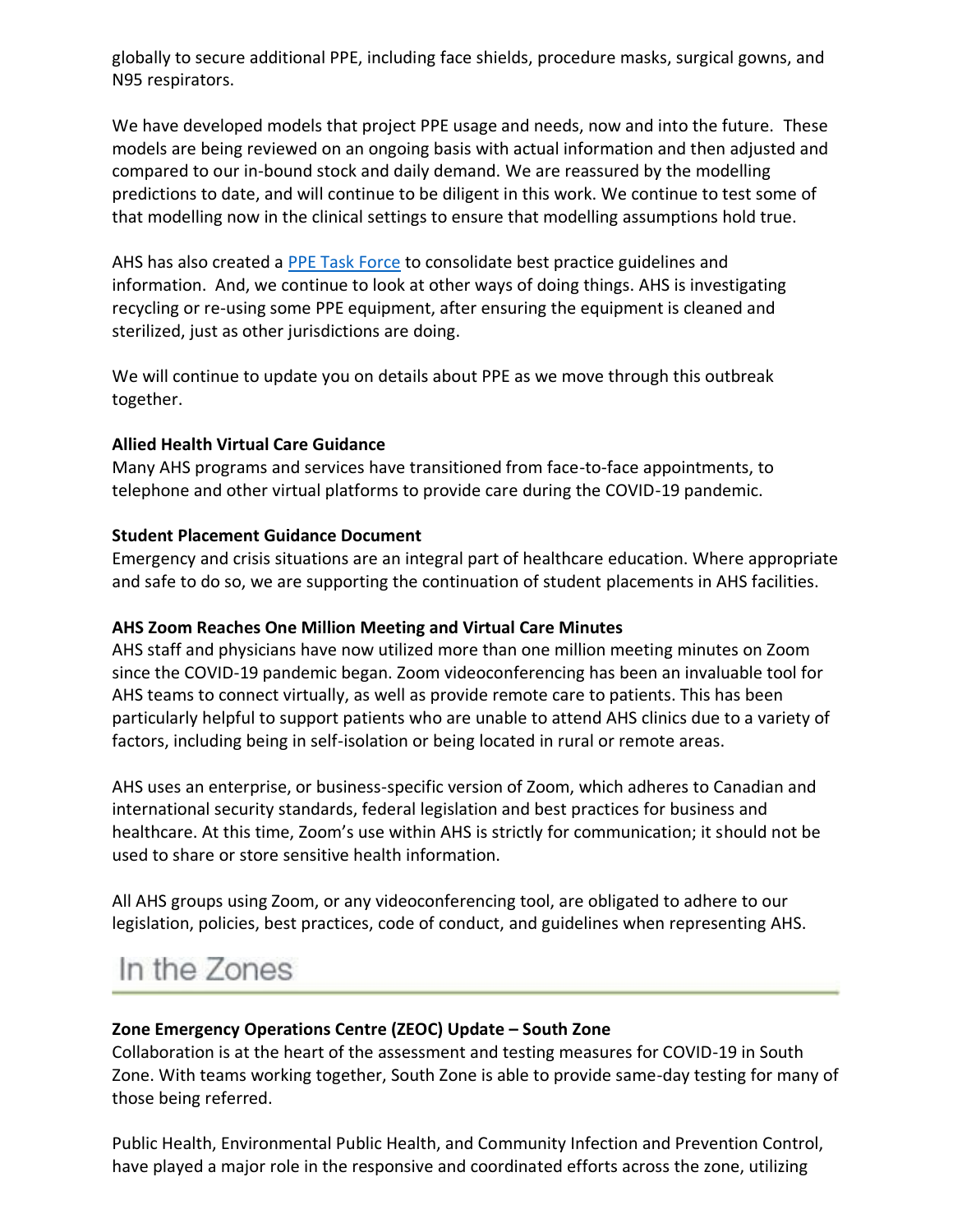globally to secure additional PPE, including face shields, procedure masks, surgical gowns, and N95 respirators.

We have developed models that project PPE usage and needs, now and into the future. These models are being reviewed on an ongoing basis with actual information and then adjusted and compared to our in-bound stock and daily demand. We are reassured by the modelling predictions to date, and will continue to be diligent in this work. We continue to test some of that modelling now in the clinical settings to ensure that modelling assumptions hold true.

AHS has also created a PPE Task Force to consolidate best practice guidelines and information. And, we continue to look at other ways of doing things. AHS is investigating recycling or re-using some PPE equipment, after ensuring the equipment is cleaned and sterilized, just as other jurisdictions are doing.

We will continue to update you on details about PPE as we move through this outbreak together.

**Allied Health Virtual Care Guidance**

Many AHS programs and services have transitioned from face-to-face appointments, to telephone and other virtual platforms to provide care during the COVID-19 pandemic.

**Student Placement Guidance Document**

Emergency and crisis situations are an integral part of healthcare education. Where appropriate and safe to do so, we are supporting the continuation of student placements in AHS facilities.

**AHS Zoom Reaches One Million Meeting and Virtual Care Minutes**

AHS staff and physicians have now utilized more than one million meeting minutes on Zoom since the COVID-19 pandemic began. Zoom videoconferencing has been an invaluable tool for AHS teams to connect virtually, as well as provide remote care to patients. This has been particularly helpful to support patients who are unable to attend AHS clinics due to a variety of factors, including being in self-isolation or being located in rural or remote areas.

AHS uses an enterprise, or business-specific version of Zoom, which adheres to Canadian and international security standards, federal legislation and best practices for business and healthcare. At this time, Zoom's use within AHS is strictly for communication; it should not be used to share or store sensitive health information.

All AHS groups using Zoom, or any videoconferencing tool, are obligated to adhere to our legislation, policies, best practices, code of conduct, and guidelines when representing AHS.

## In the Zones

**Zone Emergency Operations Centre (ZEOC) Update – South Zone**

Collaboration is at the heart of the assessment and testing measures for COVID-19 in South Zone. With teams working together, South Zone is able to provide same-day testing for many of those being referred.

Public Health, Environmental Public Health, and Community Infection and Prevention Control, have played a major role in the responsive and coordinated efforts across the zone, utilizing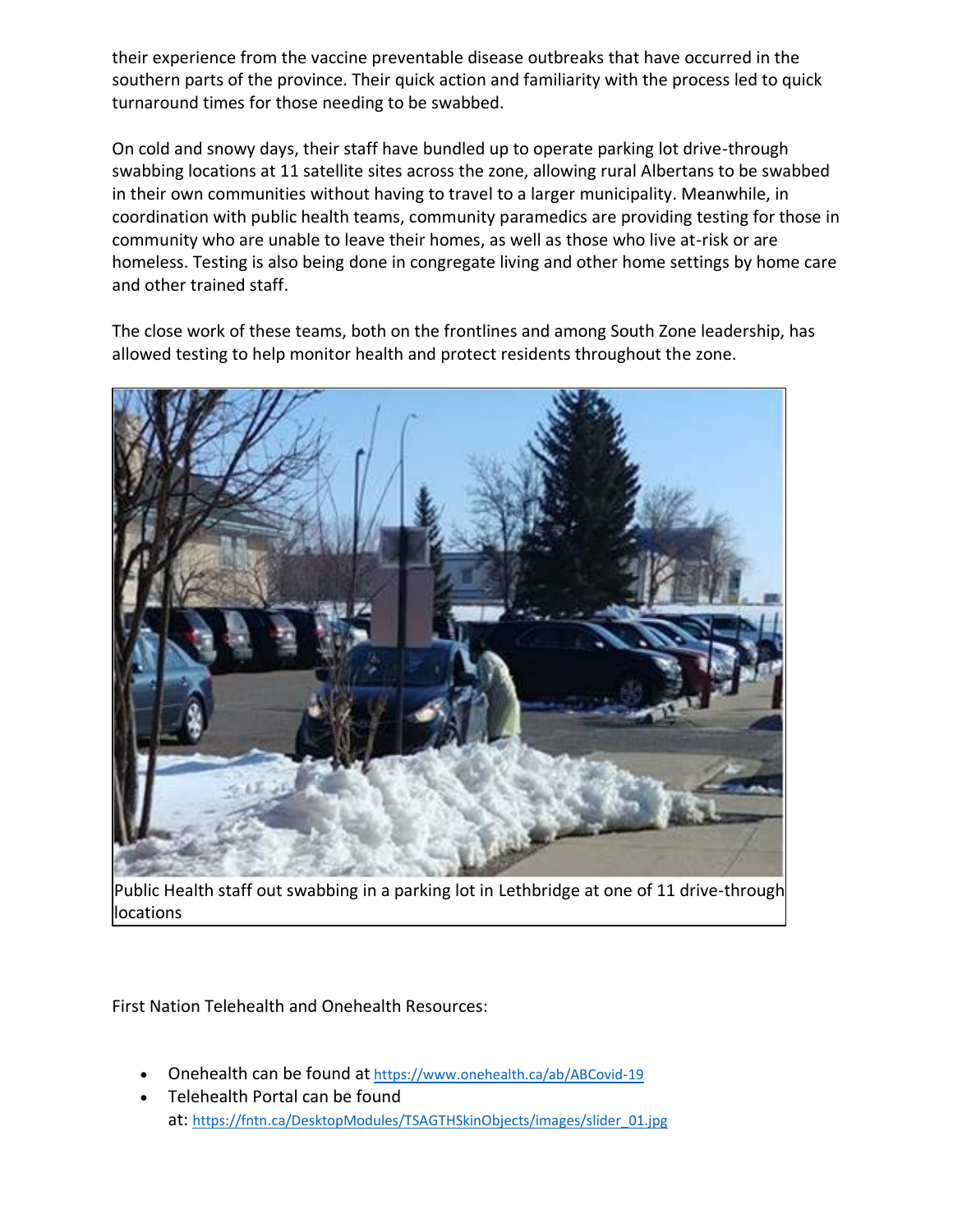their experience from the vaccine preventable disease outbreaks that have occurred in the southern parts of the province. Their quick action and familiarity with the process led to quick turnaround times for those needing to be swabbed.

On cold and snowy days, their staff have bundled up to operate parking lot drive-through swabbing locations at 11 satellite sites across the zone, allowing rural Albertans to be swabbed in their own communities without having to travel to a larger municipality. Meanwhile, in coordination with public health teams, community paramedics are providing testing for those in community who are unable to leave their homes, as well as those who live at-risk or are homeless. Testing is also being done in congregate living and other home settings by home care and other trained staff.

The close work of these teams, both on the frontlines and among South Zone leadership, has allowed testing to help monitor health and protect residents throughout the zone.

Public Health staff out swabbing in a parking lot in Lethbridge at one of 11 drive-through locations

First Nation Telehealth and Onehealth Resources:

- Onehealth can be found at https://www.onehealth.ca/ab/ABCovid-19
- Telehealth Portal can be found at: https://fntn.ca/DesktopModules/TSAGTHSkinObjects/images/slider_01.jpg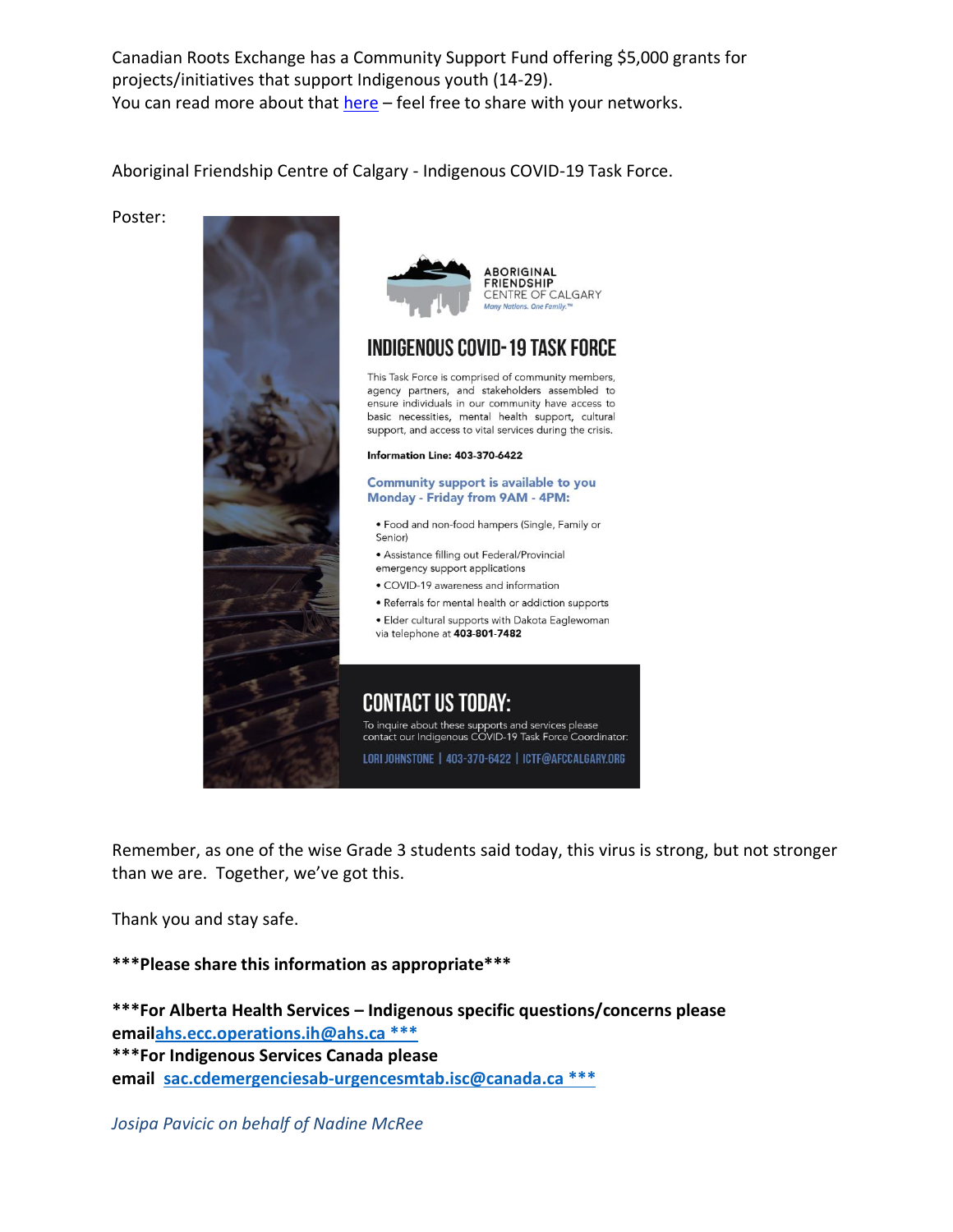Canadian Roots Exchange has a Community Support Fund offering $5,000 grants for projects/initiatives that support Indigenous youth (14-29).
You can read more about that here – feel free to share with your networks.

Aboriginal Friendship Centre of Calgary - Indigenous COVID-19 Task Force.

Poster:

ABORIGINAL FRIENDSHIP CENTRE OF CALGARY
*Many Nations. One Family.™*

## INDIGENOUS COVID-19 TASK FORCE

This Task Force is comprised of community members, agency partners, and stakeholders assembled to ensure individuals in our community have access to basic necessities, mental health support, cultural support, and access to vital services during the crisis.

**Information Line: 403-370-6422**

**Community support is available to you Monday - Friday from 9AM - 4PM:**

- Food and non-food hampers (Single, Family or Senior)
- Assistance filling out Federal/Provincial emergency support applications
- COVID-19 awareness and information
- Referrals for mental health or addiction supports
- Elder cultural supports with Dakota Eaglewoman via telephone at **403-801-7482**

## CONTACT US TODAY:

To inquire about these supports and services please contact our Indigenous COVID-19 Task Force Coordinator:

LORI JOHNSTONE | 403-370-6422 | ICTF@AFCCALGARY.ORG

Remember, as one of the wise Grade 3 students said today, this virus is strong, but not stronger than we are. Together, we've got this.

Thank you and stay safe.

**\*\*\*Please share this information as appropriate\*\*\***

**\*\*\*For Alberta Health Services – Indigenous specific questions/concerns please email ahs.ecc.operations.ih@ahs.ca \*\*\***
**\*\*\*For Indigenous Services Canada please email sac.cdemergenciesab-urgencesmtab.isc@canada.ca \*\*\***

*Josipa Pavicic on behalf of Nadine McRee*